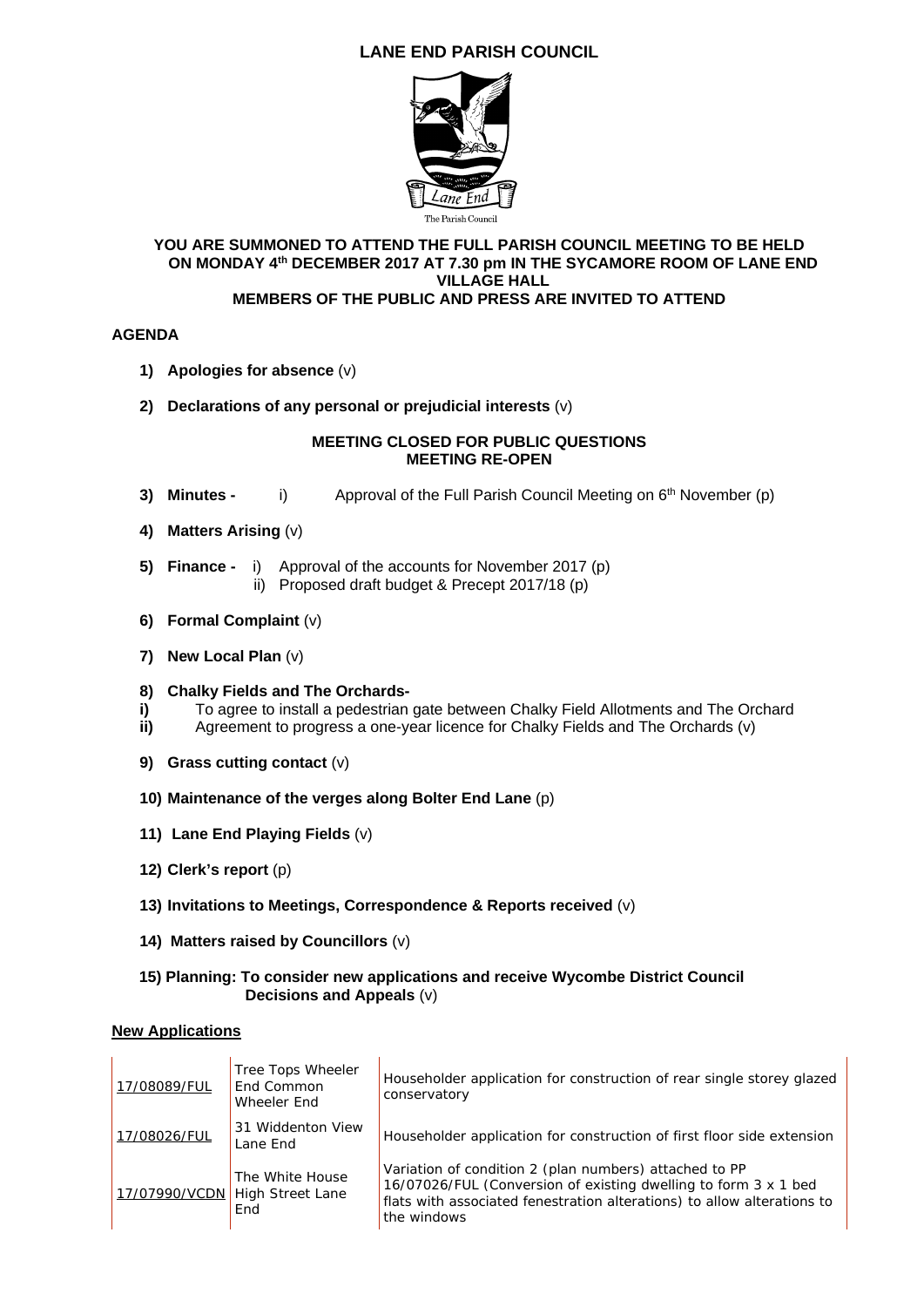# LANE END PARISH COUNCIL

The Parish Council

**YOU ARE SUMMONED TO ATTEND THE FULL PARISH COUNCIL MEETING TO BE HELD ON MONDAY 4th DECEMBER 2017 AT 7.30 pm IN THE SYCAMORE ROOM OF LANE END VILLAGE HALL**

**MEMBERS OF THE PUBLIC AND PRESS ARE INVITED TO ATTEND**

## AGENDA

1) **Apologies for absence** (v)

2) **Declarations of any personal or prejudicial interests** (v)

**MEETING CLOSED FOR PUBLIC QUESTIONS**
**MEETING RE-OPEN**

3) **Minutes -** i) Approval of the Full Parish Council Meeting on 6th November (p)

4) **Matters Arising** (v)

5) **Finance -** i) Approval of the accounts for November 2017 (p)
ii) Proposed draft budget & Precept 2017/18 (p)

6) **Formal Complaint** (v)

7) **New Local Plan** (v)

8) **Chalky Fields and The Orchards-**
**i)** To agree to install a pedestrian gate between Chalky Field Allotments and The Orchard
**ii)** Agreement to progress a one-year licence for Chalky Fields and The Orchards (v)

9) **Grass cutting contact** (v)

10) **Maintenance of the verges along Bolter End Lane** (p)

11) **Lane End Playing Fields** (v)

12) **Clerk's report** (p)

13) **Invitations to Meetings, Correspondence & Reports received** (v)

14) **Matters raised by Councillors** (v)

15) **Planning: To consider new applications and receive Wycombe District Council Decisions and Appeals** (v)

**New Applications**

| | | |
|---|---|---|
| 17/08089/FUL | Tree Tops Wheeler End Common Wheeler End | Householder application for construction of rear single storey glazed conservatory |
| 17/08026/FUL | 31 Widdenton View Lane End | Householder application for construction of first floor side extension |
| 17/07990/VCDN | The White House High Street Lane End | Variation of condition 2 (plan numbers) attached to PP 16/07026/FUL (Conversion of existing dwelling to form 3 x 1 bed flats with associated fenestration alterations) to allow alterations to the windows |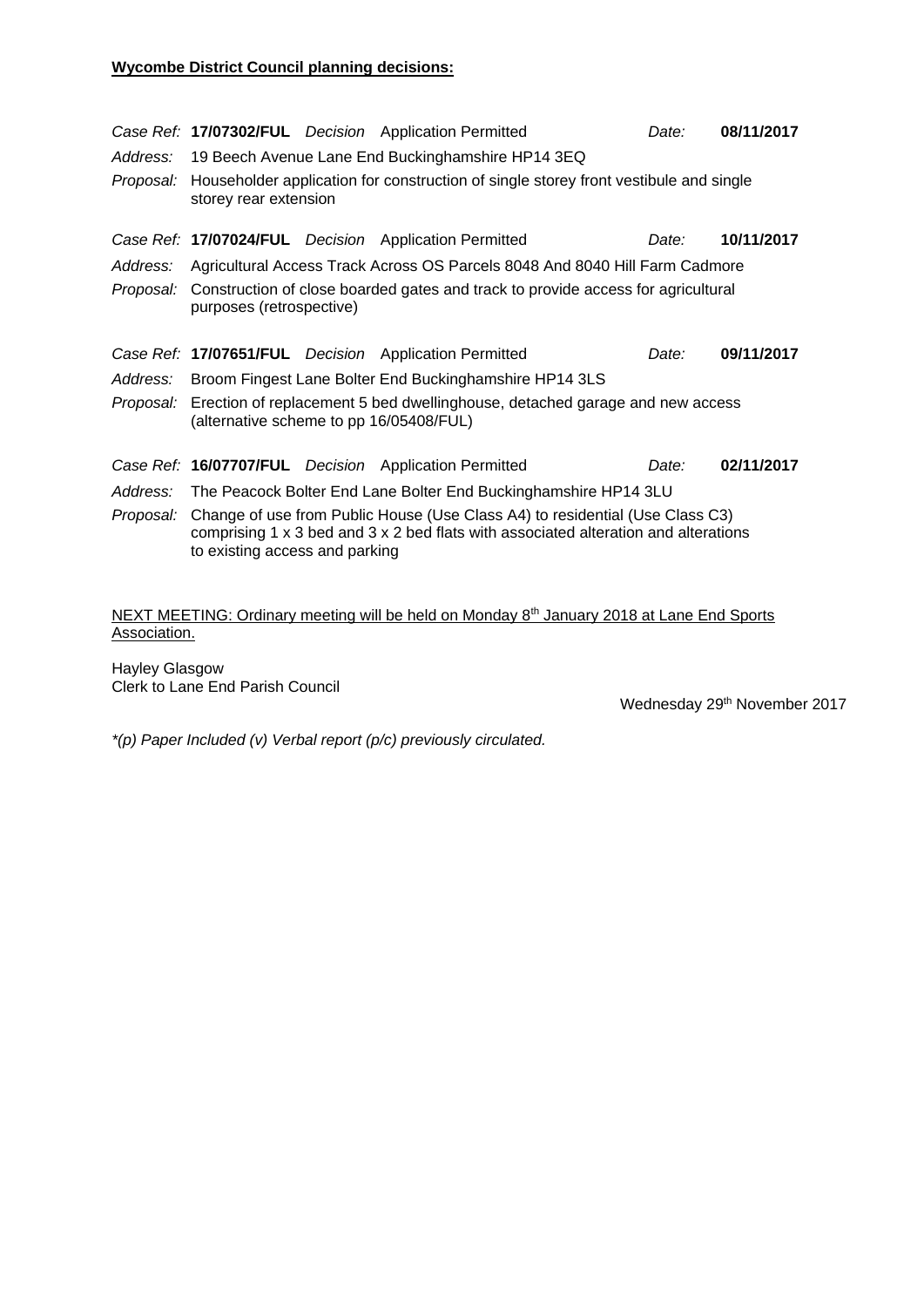**Wycombe District Council planning decisions:**

*Case Ref:* **17/07302/FUL** *Decision* Application Permitted *Date:* **08/11/2017**
*Address:* 19 Beech Avenue Lane End Buckinghamshire HP14 3EQ
*Proposal:* Householder application for construction of single storey front vestibule and single storey rear extension

*Case Ref:* **17/07024/FUL** *Decision* Application Permitted *Date:* **10/11/2017**
*Address:* Agricultural Access Track Across OS Parcels 8048 And 8040 Hill Farm Cadmore
*Proposal:* Construction of close boarded gates and track to provide access for agricultural purposes (retrospective)

*Case Ref:* **17/07651/FUL** *Decision* Application Permitted *Date:* **09/11/2017**
*Address:* Broom Fingest Lane Bolter End Buckinghamshire HP14 3LS
*Proposal:* Erection of replacement 5 bed dwellinghouse, detached garage and new access (alternative scheme to pp 16/05408/FUL)

*Case Ref:* **16/07707/FUL** *Decision* Application Permitted *Date:* **02/11/2017**
*Address:* The Peacock Bolter End Lane Bolter End Buckinghamshire HP14 3LU
*Proposal:* Change of use from Public House (Use Class A4) to residential (Use Class C3) comprising 1 x 3 bed and 3 x 2 bed flats with associated alteration and alterations to existing access and parking

NEXT MEETING: Ordinary meeting will be held on Monday 8th January 2018 at Lane End Sports Association.

Hayley Glasgow
Clerk to Lane End Parish Council

Wednesday 29th November 2017

*\*(p) Paper Included (v) Verbal report (p/c) previously circulated.*